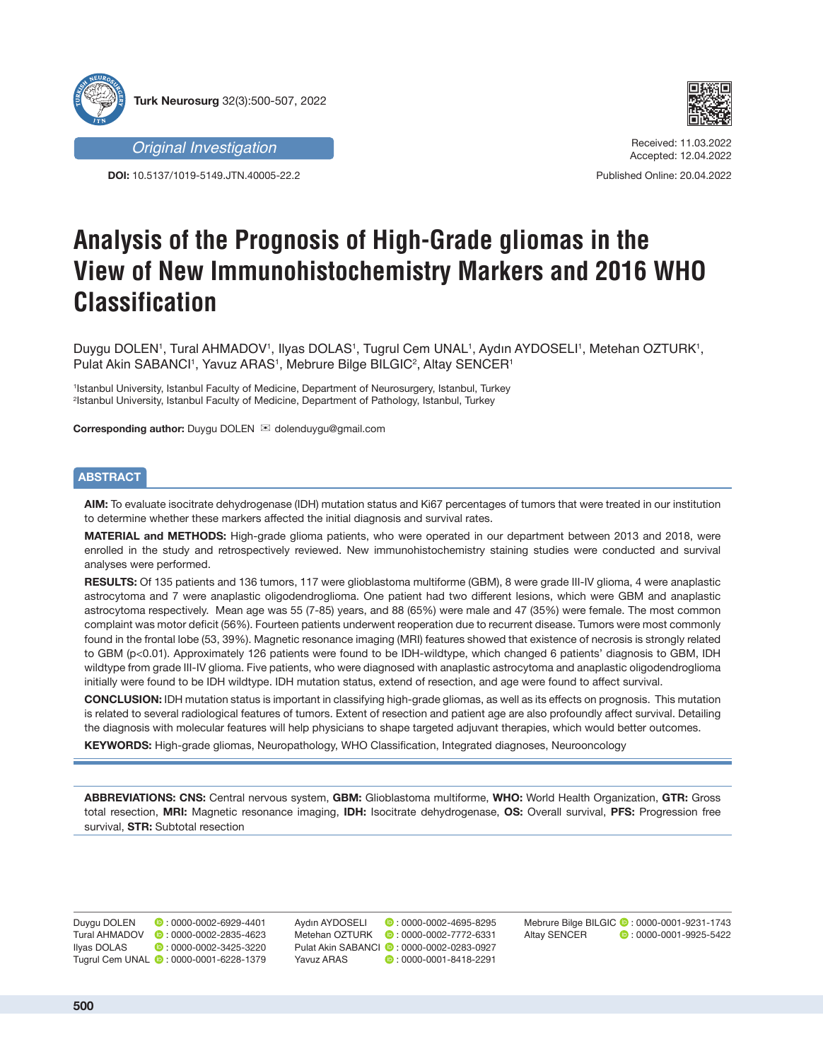Original Investigation

**DOI:** 10.5137/1019-5149.JTN.40005-22.2

Received: 11.03.2022
Accepted: 12.04.2022

Published Online: 20.04.2022

# Analysis of the Prognosis of High-Grade gliomas in the View of New Immunohistochemistry Markers and 2016 WHO Classification

Duygu DOLEN[1], Tural AHMADOV[1], Ilyas DOLAS[1], Tugrul Cem UNAL[1], Aydın AYDOSELI[1], Metehan OZTURK[1], Pulat Akin SABANCI[1], Yavuz ARAS[1], Mebrure Bilge BILGIC[2], Altay SENCER[1]

[1]Istanbul University, Istanbul Faculty of Medicine, Department of Neurosurgery, Istanbul, Turkey
[2]Istanbul University, Istanbul Faculty of Medicine, Department of Pathology, Istanbul, Turkey

**Corresponding author:** Duygu DOLEN ✉ dolenduygu@gmail.com

## ABSTRACT

**AIM:** To evaluate isocitrate dehydrogenase (IDH) mutation status and Ki67 percentages of tumors that were treated in our institution to determine whether these markers affected the initial diagnosis and survival rates.

**MATERIAL and METHODS:** High-grade glioma patients, who were operated in our department between 2013 and 2018, were enrolled in the study and retrospectively reviewed. New immunohistochemistry staining studies were conducted and survival analyses were performed.

**RESULTS:** Of 135 patients and 136 tumors, 117 were glioblastoma multiforme (GBM), 8 were grade III-IV glioma, 4 were anaplastic astrocytoma and 7 were anaplastic oligodendroglioma. One patient had two different lesions, which were GBM and anaplastic astrocytoma respectively. Mean age was 55 (7-85) years, and 88 (65%) were male and 47 (35%) were female. The most common complaint was motor deficit (56%). Fourteen patients underwent reoperation due to recurrent disease. Tumors were most commonly found in the frontal lobe (53, 39%). Magnetic resonance imaging (MRI) features showed that existence of necrosis is strongly related to GBM ($p<0.01$). Approximately 126 patients were found to be IDH-wildtype, which changed 6 patients' diagnosis to GBM, IDH wildtype from grade III-IV glioma. Five patients, who were diagnosed with anaplastic astrocytoma and anaplastic oligodendroglioma initially were found to be IDH wildtype. IDH mutation status, extend of resection, and age were found to affect survival.

**CONCLUSION:** IDH mutation status is important in classifying high-grade gliomas, as well as its effects on prognosis. This mutation is related to several radiological features of tumors. Extent of resection and patient age are also profoundly affect survival. Detailing the diagnosis with molecular features will help physicians to shape targeted adjuvant therapies, which would better outcomes.

**KEYWORDS:** High-grade gliomas, Neuropathology, WHO Classification, Integrated diagnoses, Neurooncology

**ABBREVIATIONS: CNS:** Central nervous system, **GBM:** Glioblastoma multiforme, **WHO:** World Health Organization, **GTR:** Gross total resection, **MRI:** Magnetic resonance imaging, **IDH:** Isocitrate dehydrogenase, **OS:** Overall survival, **PFS:** Progression free survival, **STR:** Subtotal resection

Duygu DOLEN : 0000-0002-6929-4401
Tural AHMADOV : 0000-0002-2835-4623
Ilyas DOLAS : 0000-0002-3425-3220
Tugrul Cem UNAL : 0000-0001-6228-1379
Aydın AYDOSELI : 0000-0002-4695-8295
Metehan OZTURK : 0000-0002-7772-6331
Pulat Akin SABANCI : 0000-0002-0283-0927
Yavuz ARAS : 0000-0001-8418-2291
Mebrure Bilge BILGIC : 0000-0001-9231-1743
Altay SENCER : 0000-0001-9925-5422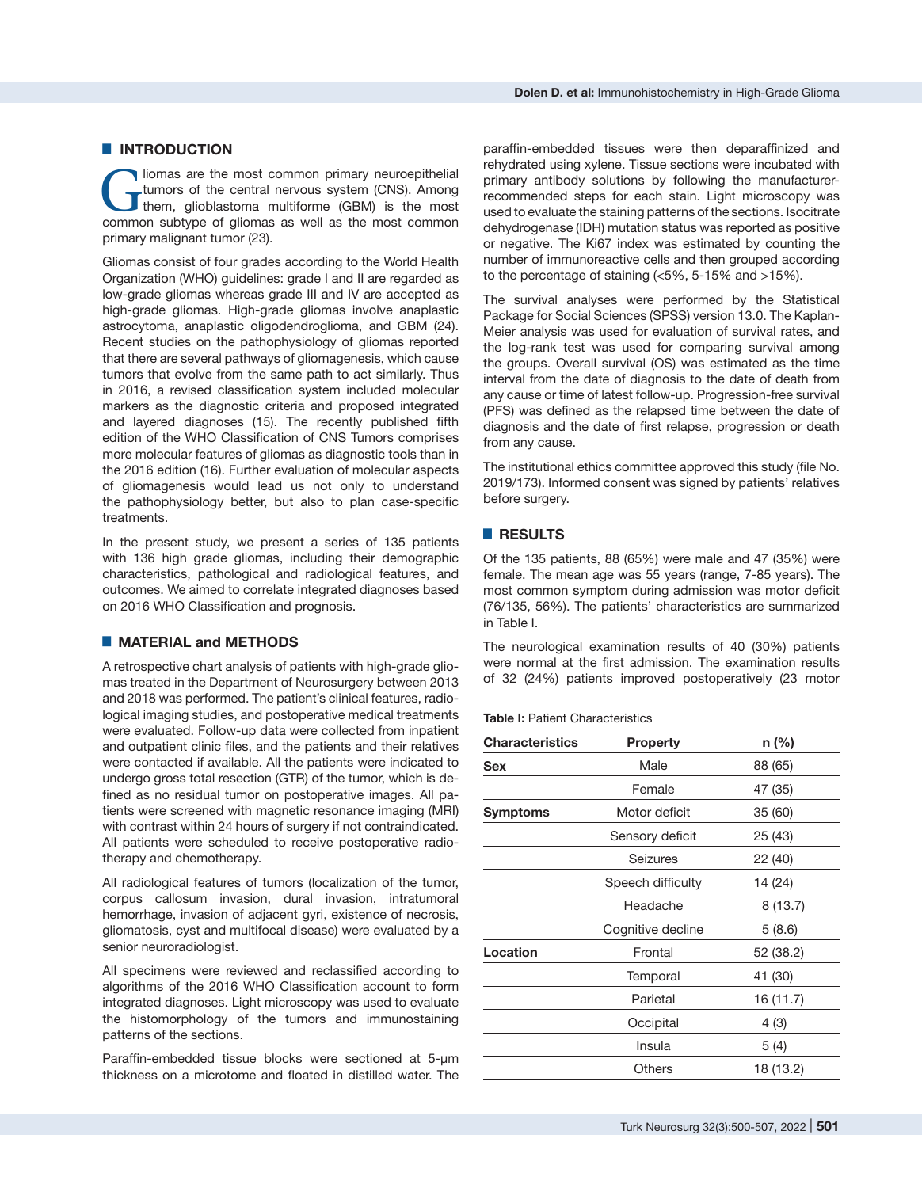## INTRODUCTION

Gliomas are the most common primary neuroepithelial tumors of the central nervous system (CNS). Among them, glioblastoma multiforme (GBM) is the most common subtype of gliomas as well as the most common primary malignant tumor (23).

Gliomas consist of four grades according to the World Health Organization (WHO) guidelines: grade I and II are regarded as low-grade gliomas whereas grade III and IV are accepted as high-grade gliomas. High-grade gliomas involve anaplastic astrocytoma, anaplastic oligodendroglioma, and GBM (24). Recent studies on the pathophysiology of gliomas reported that there are several pathways of gliomagenesis, which cause tumors that evolve from the same path to act similarly. Thus in 2016, a revised classification system included molecular markers as the diagnostic criteria and proposed integrated and layered diagnoses (15). The recently published fifth edition of the WHO Classification of CNS Tumors comprises more molecular features of gliomas as diagnostic tools than in the 2016 edition (16). Further evaluation of molecular aspects of gliomagenesis would lead us not only to understand the pathophysiology better, but also to plan case-specific treatments.

In the present study, we present a series of 135 patients with 136 high grade gliomas, including their demographic characteristics, pathological and radiological features, and outcomes. We aimed to correlate integrated diagnoses based on 2016 WHO Classification and prognosis.

## MATERIAL and METHODS

A retrospective chart analysis of patients with high-grade gliomas treated in the Department of Neurosurgery between 2013 and 2018 was performed. The patient's clinical features, radiological imaging studies, and postoperative medical treatments were evaluated. Follow-up data were collected from inpatient and outpatient clinic files, and the patients and their relatives were contacted if available. All the patients were indicated to undergo gross total resection (GTR) of the tumor, which is defined as no residual tumor on postoperative images. All patients were screened with magnetic resonance imaging (MRI) with contrast within 24 hours of surgery if not contraindicated. All patients were scheduled to receive postoperative radiotherapy and chemotherapy.

All radiological features of tumors (localization of the tumor, corpus callosum invasion, dural invasion, intratumoral hemorrhage, invasion of adjacent gyri, existence of necrosis, gliomatosis, cyst and multifocal disease) were evaluated by a senior neuroradiologist.

All specimens were reviewed and reclassified according to algorithms of the 2016 WHO Classification account to form integrated diagnoses. Light microscopy was used to evaluate the histomorphology of the tumors and immunostaining patterns of the sections.

Paraffin-embedded tissue blocks were sectioned at 5-µm thickness on a microtome and floated in distilled water. The paraffin-embedded tissues were then deparaffinized and rehydrated using xylene. Tissue sections were incubated with primary antibody solutions by following the manufacturer-recommended steps for each stain. Light microscopy was used to evaluate the staining patterns of the sections. Isocitrate dehydrogenase (IDH) mutation status was reported as positive or negative. The Ki67 index was estimated by counting the number of immunoreactive cells and then grouped according to the percentage of staining (<5%, 5-15% and >15%).

The survival analyses were performed by the Statistical Package for Social Sciences (SPSS) version 13.0. The Kaplan-Meier analysis was used for evaluation of survival rates, and the log-rank test was used for comparing survival among the groups. Overall survival (OS) was estimated as the time interval from the date of diagnosis to the date of death from any cause or time of latest follow-up. Progression-free survival (PFS) was defined as the relapsed time between the date of diagnosis and the date of first relapse, progression or death from any cause.

The institutional ethics committee approved this study (file No. 2019/173). Informed consent was signed by patients' relatives before surgery.

## RESULTS

Of the 135 patients, 88 (65%) were male and 47 (35%) were female. The mean age was 55 years (range, 7-85 years). The most common symptom during admission was motor deficit (76/135, 56%). The patients' characteristics are summarized in Table I.

The neurological examination results of 40 (30%) patients were normal at the first admission. The examination results of 32 (24%) patients improved postoperatively (23 motor

**Table I:** Patient Characteristics

| Characteristics | Property | n (%) |
|---|---|---|
| **Sex** | Male | 88 (65) |
| | Female | 47 (35) |
| **Symptoms** | Motor deficit | 35 (60) |
| | Sensory deficit | 25 (43) |
| | Seizures | 22 (40) |
| | Speech difficulty | 14 (24) |
| | Headache | 8 (13.7) |
| | Cognitive decline | 5 (8.6) |
| **Location** | Frontal | 52 (38.2) |
| | Temporal | 41 (30) |
| | Parietal | 16 (11.7) |
| | Occipital | 4 (3) |
| | Insula | 5 (4) |
| | Others | 18 (13.2) |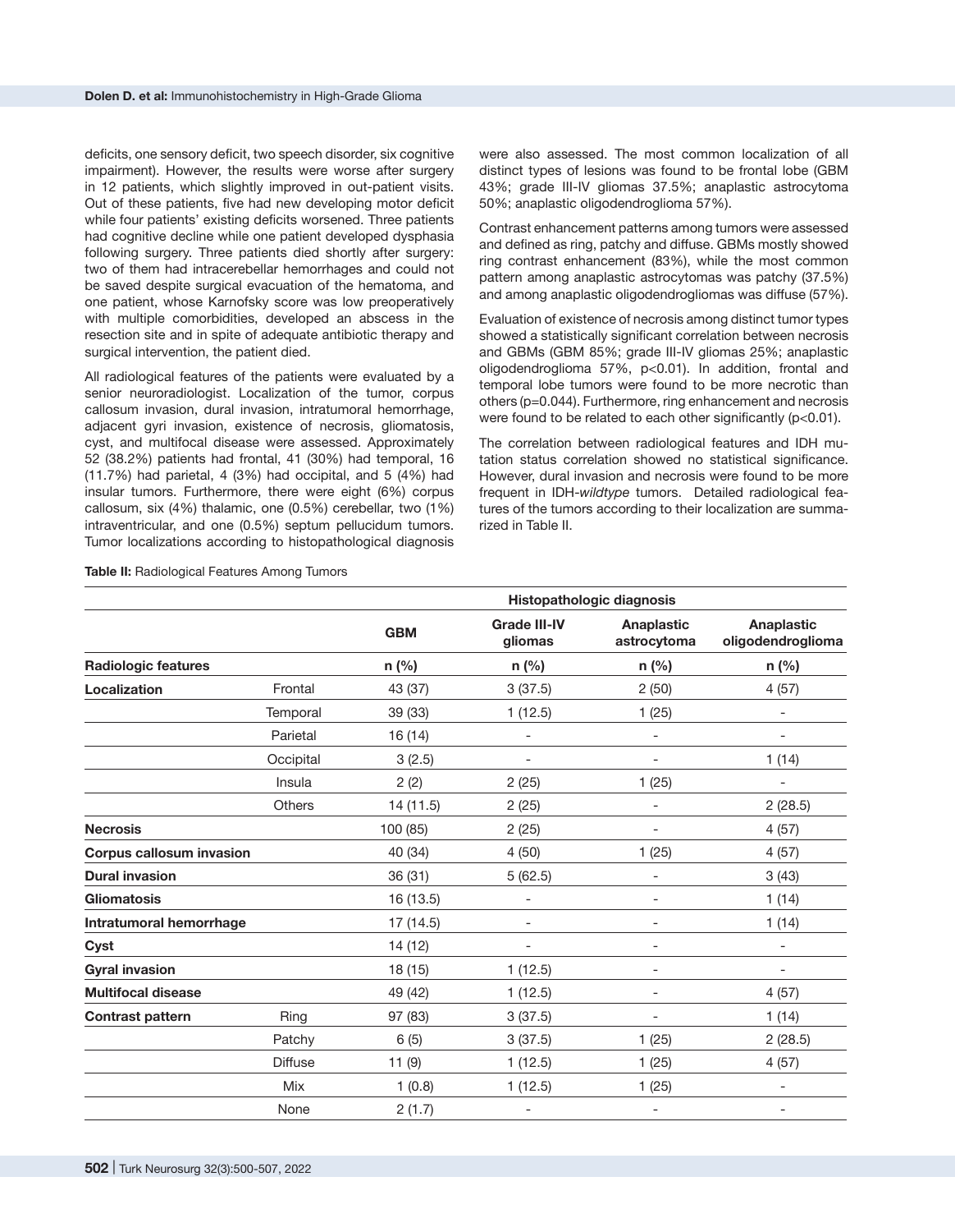deficits, one sensory deficit, two speech disorder, six cognitive impairment). However, the results were worse after surgery in 12 patients, which slightly improved in out-patient visits. Out of these patients, five had new developing motor deficit while four patients' existing deficits worsened. Three patients had cognitive decline while one patient developed dysphasia following surgery. Three patients died shortly after surgery: two of them had intracerebellar hemorrhages and could not be saved despite surgical evacuation of the hematoma, and one patient, whose Karnofsky score was low preoperatively with multiple comorbidities, developed an abscess in the resection site and in spite of adequate antibiotic therapy and surgical intervention, the patient died.

All radiological features of the patients were evaluated by a senior neuroradiologist. Localization of the tumor, corpus callosum invasion, dural invasion, intratumoral hemorrhage, adjacent gyri invasion, existence of necrosis, gliomatosis, cyst, and multifocal disease were assessed. Approximately 52 (38.2%) patients had frontal, 41 (30%) had temporal, 16 (11.7%) had parietal, 4 (3%) had occipital, and 5 (4%) had insular tumors. Furthermore, there were eight (6%) corpus callosum, six (4%) thalamic, one (0.5%) cerebellar, two (1%) intraventricular, and one (0.5%) septum pellucidum tumors. Tumor localizations according to histopathological diagnosis were also assessed. The most common localization of all distinct types of lesions was found to be frontal lobe (GBM 43%; grade III-IV gliomas 37.5%; anaplastic astrocytoma 50%; anaplastic oligodendroglioma 57%).

Contrast enhancement patterns among tumors were assessed and defined as ring, patchy and diffuse. GBMs mostly showed ring contrast enhancement (83%), while the most common pattern among anaplastic astrocytomas was patchy (37.5%) and among anaplastic oligodendrogliomas was diffuse (57%).

Evaluation of existence of necrosis among distinct tumor types showed a statistically significant correlation between necrosis and GBMs (GBM 85%; grade III-IV gliomas 25%; anaplastic oligodendroglioma 57%, $p<0.01$). In addition, frontal and temporal lobe tumors were found to be more necrotic than others ($p=0.044$). Furthermore, ring enhancement and necrosis were found to be related to each other significantly ($p<0.01$).

The correlation between radiological features and IDH mutation status correlation showed no statistical significance. However, dural invasion and necrosis were found to be more frequent in IDH-*wildtype* tumors. Detailed radiological features of the tumors according to their localization are summarized in Table II.

**Table II:** Radiological Features Among Tumors

| | | Histopathologic diagnosis | | | |
|---|---|---|---|---|---|
| | | **GBM** | **Grade III-IV gliomas** | **Anaplastic astrocytoma** | **Anaplastic oligodendroglioma** |
| **Radiologic features** | | **n (%)** | **n (%)** | **n (%)** | **n (%)** |
| **Localization** | Frontal | 43 (37) | 3 (37.5) | 2 (50) | 4 (57) |
| | Temporal | 39 (33) | 1 (12.5) | 1 (25) | - |
| | Parietal | 16 (14) | - | - | - |
| | Occipital | 3 (2.5) | - | - | 1 (14) |
| | Insula | 2 (2) | 2 (25) | 1 (25) | - |
| | Others | 14 (11.5) | 2 (25) | - | 2 (28.5) |
| **Necrosis** | | 100 (85) | 2 (25) | - | 4 (57) |
| **Corpus callosum invasion** | | 40 (34) | 4 (50) | 1 (25) | 4 (57) |
| **Dural invasion** | | 36 (31) | 5 (62.5) | - | 3 (43) |
| **Gliomatosis** | | 16 (13.5) | - | - | 1 (14) |
| **Intratumoral hemorrhage** | | 17 (14.5) | - | - | 1 (14) |
| **Cyst** | | 14 (12) | - | - | - |
| **Gyral invasion** | | 18 (15) | 1 (12.5) | - | - |
| **Multifocal disease** | | 49 (42) | 1 (12.5) | - | 4 (57) |
| **Contrast pattern** | Ring | 97 (83) | 3 (37.5) | - | 1 (14) |
| | Patchy | 6 (5) | 3 (37.5) | 1 (25) | 2 (28.5) |
| | Diffuse | 11 (9) | 1 (12.5) | 1 (25) | 4 (57) |
| | Mix | 1 (0.8) | 1 (12.5) | 1 (25) | - |
| | None | 2 (1.7) | - | - | - |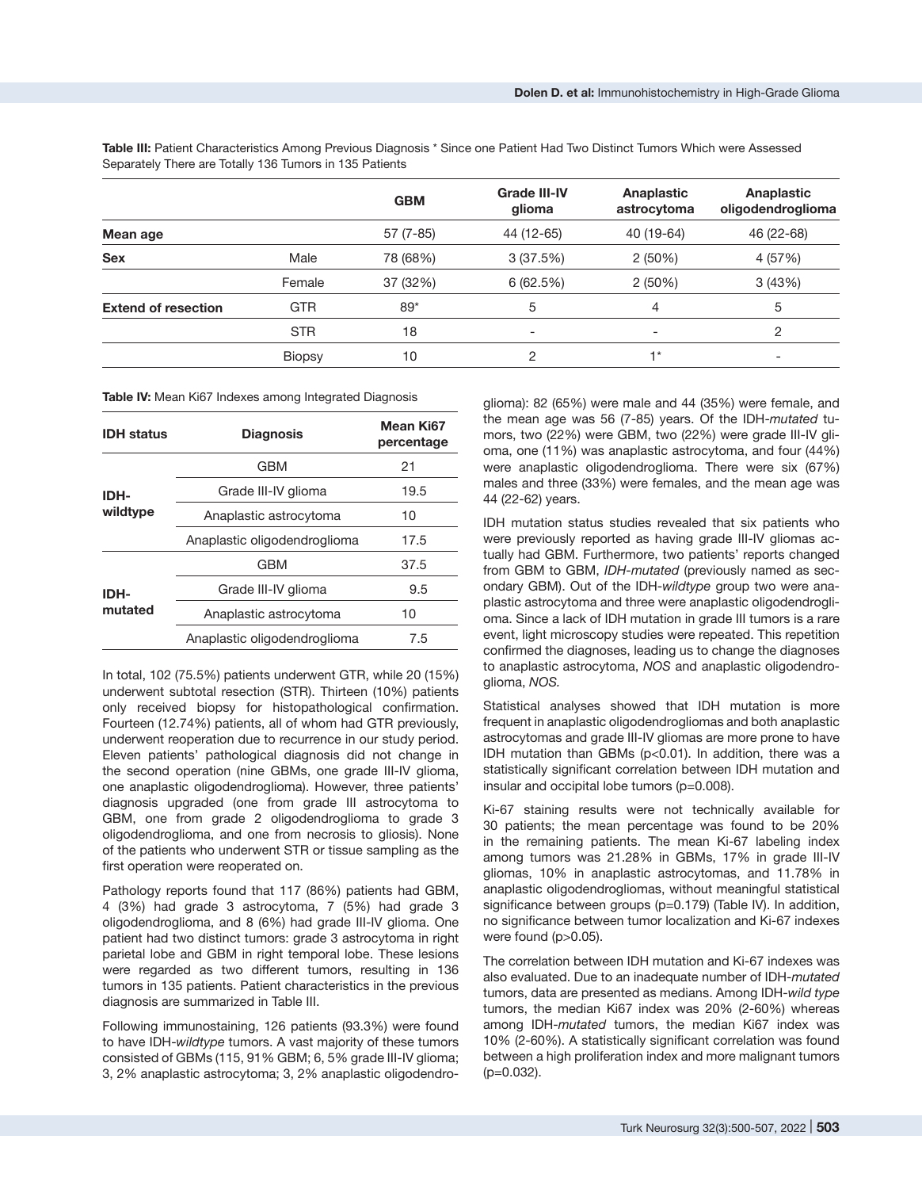**Table III:** Patient Characteristics Among Previous Diagnosis * Since one Patient Had Two Distinct Tumors Which were Assessed Separately There are Totally 136 Tumors in 135 Patients

| | | GBM | Grade III-IV glioma | Anaplastic astrocytoma | Anaplastic oligodendroglioma |
|---|---|---|---|---|---|
| **Mean age** | | 57 (7-85) | 44 (12-65) | 40 (19-64) | 46 (22-68) |
| **Sex** | Male | 78 (68%) | 3 (37.5%) | 2 (50%) | 4 (57%) |
| | Female | 37 (32%) | 6 (62.5%) | 2 (50%) | 3 (43%) |
| **Extend of resection** | GTR | 89* | 5 | 4 | 5 |
| | STR | 18 | - | - | 2 |
| | Biopsy | 10 | 2 | 1* | - |

**Table IV:** Mean Ki67 Indexes among Integrated Diagnosis

| IDH status | Diagnosis | Mean Ki67 percentage |
|---|---|---|
| IDH-wildtype | GBM | 21 |
| | Grade III-IV glioma | 19.5 |
| | Anaplastic astrocytoma | 10 |
| | Anaplastic oligodendroglioma | 17.5 |
| IDH-mutated | GBM | 37.5 |
| | Grade III-IV glioma | 9.5 |
| | Anaplastic astrocytoma | 10 |
| | Anaplastic oligodendroglioma | 7.5 |

In total, 102 (75.5%) patients underwent GTR, while 20 (15%) underwent subtotal resection (STR). Thirteen (10%) patients only received biopsy for histopathological confirmation. Fourteen (12.74%) patients, all of whom had GTR previously, underwent reoperation due to recurrence in our study period. Eleven patients' pathological diagnosis did not change in the second operation (nine GBMs, one grade III-IV glioma, one anaplastic oligodendroglioma). However, three patients' diagnosis upgraded (one from grade III astrocytoma to GBM, one from grade 2 oligodendroglioma to grade 3 oligodendroglioma, and one from necrosis to gliosis). None of the patients who underwent STR or tissue sampling as the first operation were reoperated on.

Pathology reports found that 117 (86%) patients had GBM, 4 (3%) had grade 3 astrocytoma, 7 (5%) had grade 3 oligodendroglioma, and 8 (6%) had grade III-IV glioma. One patient had two distinct tumors: grade 3 astrocytoma in right parietal lobe and GBM in right temporal lobe. These lesions were regarded as two different tumors, resulting in 136 tumors in 135 patients. Patient characteristics in the previous diagnosis are summarized in Table III.

Following immunostaining, 126 patients (93.3%) were found to have IDH-*wildtype* tumors. A vast majority of these tumors consisted of GBMs (115, 91% GBM; 6, 5% grade III-IV glioma; 3, 2% anaplastic astrocytoma; 3, 2% anaplastic oligodendroglioma): 82 (65%) were male and 44 (35%) were female, and the mean age was 56 (7-85) years. Of the IDH-*mutated* tumors, two (22%) were GBM, two (22%) were grade III-IV glioma, one (11%) was anaplastic astrocytoma, and four (44%) were anaplastic oligodendroglioma. There were six (67%) males and three (33%) were females, and the mean age was 44 (22-62) years.

IDH mutation status studies revealed that six patients who were previously reported as having grade III-IV gliomas actually had GBM. Furthermore, two patients' reports changed from GBM to GBM, *IDH-mutated* (previously named as secondary GBM). Out of the IDH-*wildtype* group two were anaplastic astrocytoma and three were anaplastic oligodendroglioma. Since a lack of IDH mutation in grade III tumors is a rare event, light microscopy studies were repeated. This repetition confirmed the diagnoses, leading us to change the diagnoses to anaplastic astrocytoma, *NOS* and anaplastic oligodendroglioma, *NOS.*

Statistical analyses showed that IDH mutation is more frequent in anaplastic oligodendrogliomas and both anaplastic astrocytomas and grade III-IV gliomas are more prone to have IDH mutation than GBMs ($p<0.01$). In addition, there was a statistically significant correlation between IDH mutation and insular and occipital lobe tumors ($p=0.008$).

Ki-67 staining results were not technically available for 30 patients; the mean percentage was found to be 20% in the remaining patients. The mean Ki-67 labeling index among tumors was 21.28% in GBMs, 17% in grade III-IV gliomas, 10% in anaplastic astrocytomas, and 11.78% in anaplastic oligodendrogliomas, without meaningful statistical significance between groups ($p=0.179$) (Table IV). In addition, no significance between tumor localization and Ki-67 indexes were found ($p>0.05$).

The correlation between IDH mutation and Ki-67 indexes was also evaluated. Due to an inadequate number of IDH-*mutated* tumors, data are presented as medians. Among IDH-*wild type* tumors, the median Ki67 index was 20% (2-60%) whereas among IDH-*mutated* tumors, the median Ki67 index was 10% (2-60%). A statistically significant correlation was found between a high proliferation index and more malignant tumors ($p=0.032$).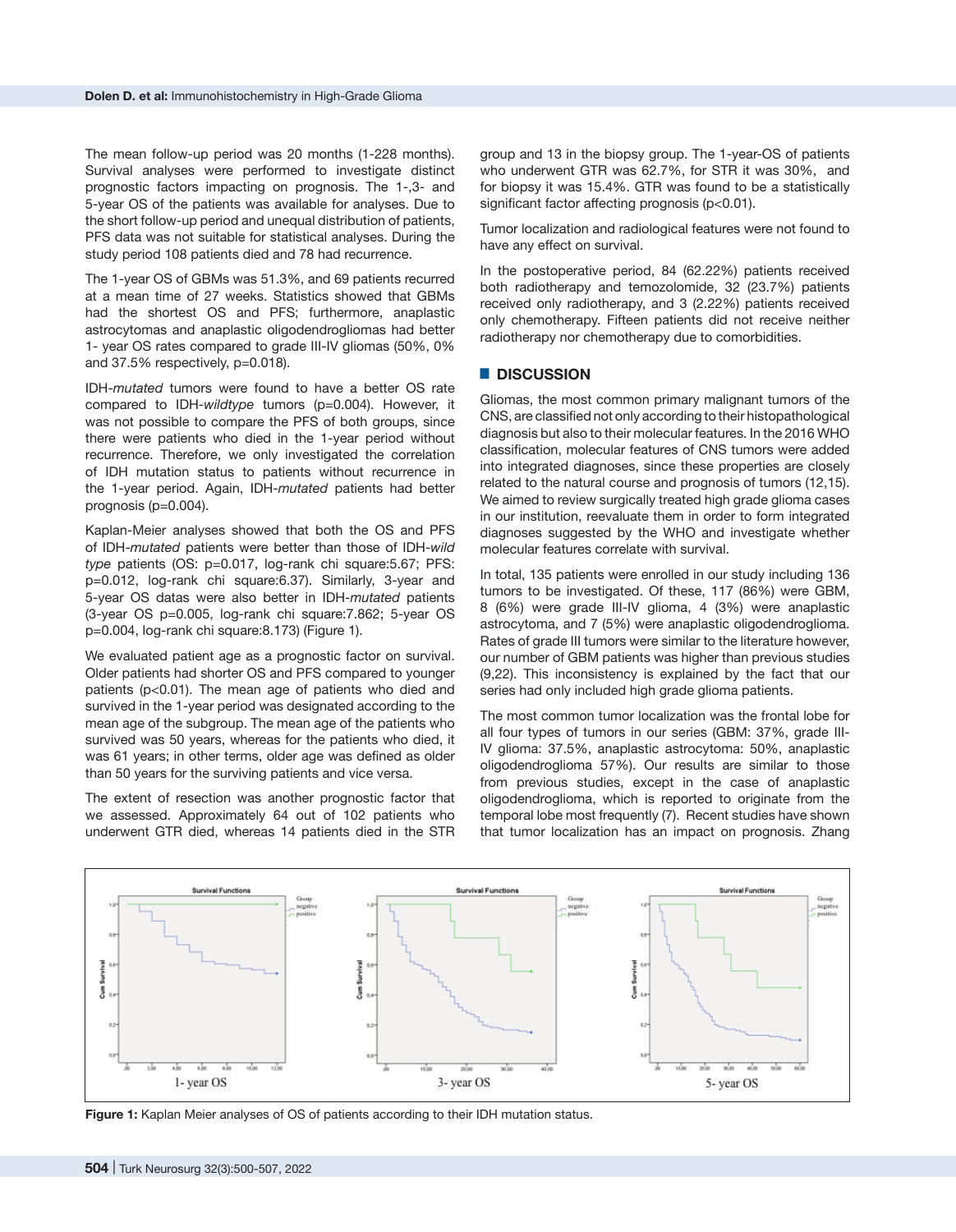The mean follow-up period was 20 months (1-228 months). Survival analyses were performed to investigate distinct prognostic factors impacting on prognosis. The 1-,3- and 5-year OS of the patients was available for analyses. Due to the short follow-up period and unequal distribution of patients, PFS data was not suitable for statistical analyses. During the study period 108 patients died and 78 had recurrence.

The 1-year OS of GBMs was 51.3%, and 69 patients recurred at a mean time of 27 weeks. Statistics showed that GBMs had the shortest OS and PFS; furthermore, anaplastic astrocytomas and anaplastic oligodendrogliomas had better 1- year OS rates compared to grade III-IV gliomas (50%, 0% and 37.5% respectively, $p=0.018$).

IDH-*mutated* tumors were found to have a better OS rate compared to IDH-*wildtype* tumors ($p=0.004$). However, it was not possible to compare the PFS of both groups, since there were patients who died in the 1-year period without recurrence. Therefore, we only investigated the correlation of IDH mutation status to patients without recurrence in the 1-year period. Again, IDH-*mutated* patients had better prognosis ($p=0.004$).

Kaplan-Meier analyses showed that both the OS and PFS of IDH-*mutated* patients were better than those of IDH-*wild type* patients (OS: $p=0.017$, log-rank chi square:5.67; PFS: $p=0.012$, log-rank chi square:6.37). Similarly, 3-year and 5-year OS datas were also better in IDH-*mutated* patients (3-year OS $p=0.005$, log-rank chi square:7.862; 5-year OS $p=0.004$, log-rank chi square:8.173) (Figure 1).

We evaluated patient age as a prognostic factor on survival. Older patients had shorter OS and PFS compared to younger patients ($p<0.01$). The mean age of patients who died and survived in the 1-year period was designated according to the mean age of the subgroup. The mean age of the patients who survived was 50 years, whereas for the patients who died, it was 61 years; in other terms, older age was defined as older than 50 years for the surviving patients and vice versa.

The extent of resection was another prognostic factor that we assessed. Approximately 64 out of 102 patients who underwent GTR died, whereas 14 patients died in the STR group and 13 in the biopsy group. The 1-year-OS of patients who underwent GTR was 62.7%, for STR it was 30%, and for biopsy it was 15.4%. GTR was found to be a statistically significant factor affecting prognosis ($p<0.01$).

Tumor localization and radiological features were not found to have any effect on survival.

In the postoperative period, 84 (62.22%) patients received both radiotherapy and temozolomide, 32 (23.7%) patients received only radiotherapy, and 3 (2.22%) patients received only chemotherapy. Fifteen patients did not receive neither radiotherapy nor chemotherapy due to comorbidities.

## DISCUSSION

Gliomas, the most common primary malignant tumors of the CNS, are classified not only according to their histopathological diagnosis but also to their molecular features. In the 2016 WHO classification, molecular features of CNS tumors were added into integrated diagnoses, since these properties are closely related to the natural course and prognosis of tumors (12,15). We aimed to review surgically treated high grade glioma cases in our institution, reevaluate them in order to form integrated diagnoses suggested by the WHO and investigate whether molecular features correlate with survival.

In total, 135 patients were enrolled in our study including 136 tumors to be investigated. Of these, 117 (86%) were GBM, 8 (6%) were grade III-IV glioma, 4 (3%) were anaplastic astrocytoma, and 7 (5%) were anaplastic oligodendroglioma. Rates of grade III tumors were similar to the literature however, our number of GBM patients was higher than previous studies (9,22). This inconsistency is explained by the fact that our series had only included high grade glioma patients.

The most common tumor localization was the frontal lobe for all four types of tumors in our series (GBM: 37%, grade III-IV glioma: 37.5%, anaplastic astrocytoma: 50%, anaplastic oligodendroglioma 57%). Our results are similar to those from previous studies, except in the case of anaplastic oligodendroglioma, which is reported to originate from the temporal lobe most frequently (7). Recent studies have shown that tumor localization has an impact on prognosis. Zhang

**Figure 1:** Kaplan Meier analyses of OS of patients according to their IDH mutation status.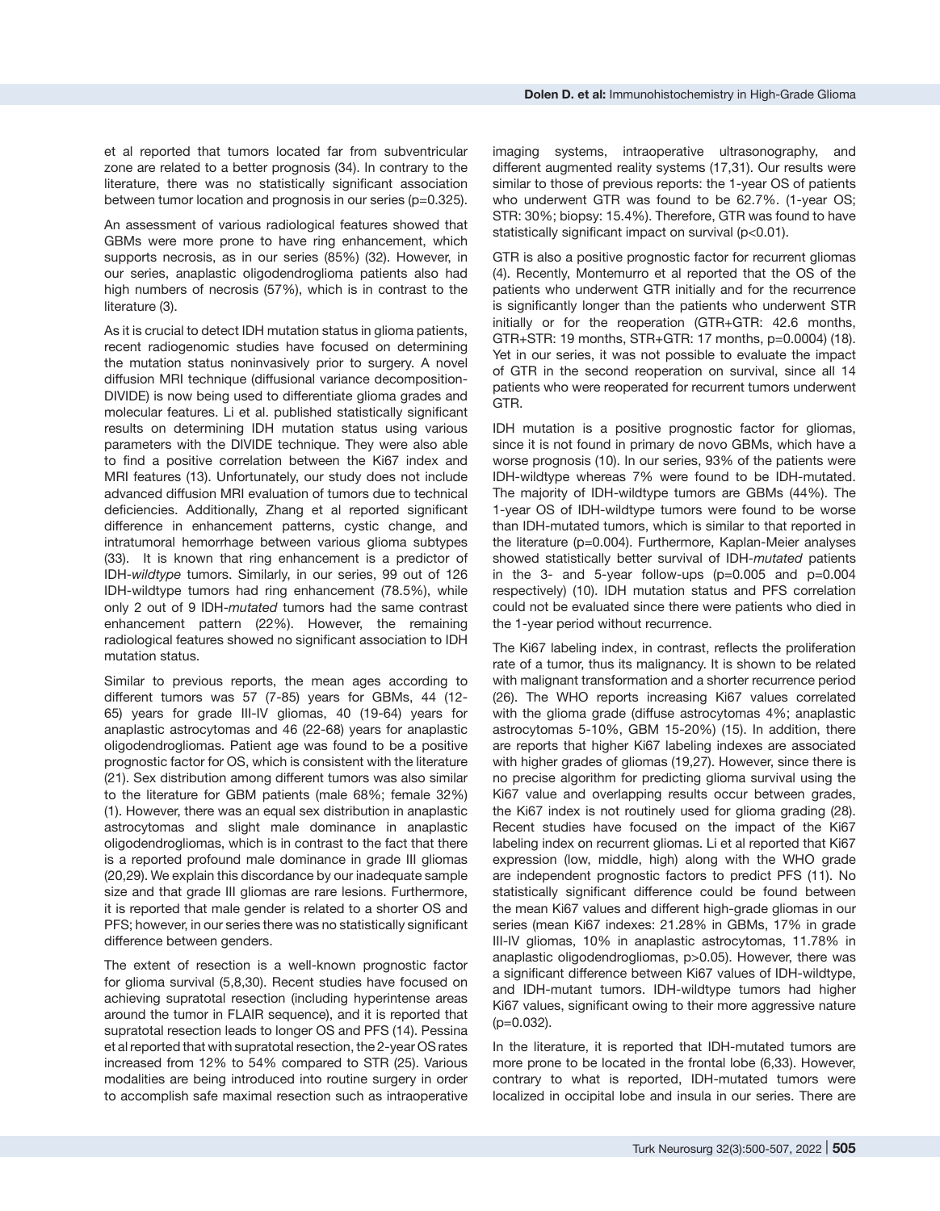et al reported that tumors located far from subventricular zone are related to a better prognosis (34). In contrary to the literature, there was no statistically significant association between tumor location and prognosis in our series (p=0.325).

An assessment of various radiological features showed that GBMs were more prone to have ring enhancement, which supports necrosis, as in our series (85%) (32). However, in our series, anaplastic oligodendroglioma patients also had high numbers of necrosis (57%), which is in contrast to the literature (3).

As it is crucial to detect IDH mutation status in glioma patients, recent radiogenomic studies have focused on determining the mutation status noninvasively prior to surgery. A novel diffusion MRI technique (diffusional variance decomposition-DIVIDE) is now being used to differentiate glioma grades and molecular features. Li et al. published statistically significant results on determining IDH mutation status using various parameters with the DIVIDE technique. They were also able to find a positive correlation between the Ki67 index and MRI features (13). Unfortunately, our study does not include advanced diffusion MRI evaluation of tumors due to technical deficiencies. Additionally, Zhang et al reported significant difference in enhancement patterns, cystic change, and intratumoral hemorrhage between various glioma subtypes (33). It is known that ring enhancement is a predictor of IDH-*wildtype* tumors. Similarly, in our series, 99 out of 126 IDH-wildtype tumors had ring enhancement (78.5%), while only 2 out of 9 IDH-*mutated* tumors had the same contrast enhancement pattern (22%). However, the remaining radiological features showed no significant association to IDH mutation status.

Similar to previous reports, the mean ages according to different tumors was 57 (7-85) years for GBMs, 44 (12-65) years for grade III-IV gliomas, 40 (19-64) years for anaplastic astrocytomas and 46 (22-68) years for anaplastic oligodendrogliomas. Patient age was found to be a positive prognostic factor for OS, which is consistent with the literature (21). Sex distribution among different tumors was also similar to the literature for GBM patients (male 68%; female 32%) (1). However, there was an equal sex distribution in anaplastic astrocytomas and slight male dominance in anaplastic oligodendrogliomas, which is in contrast to the fact that there is a reported profound male dominance in grade III gliomas (20,29). We explain this discordance by our inadequate sample size and that grade III gliomas are rare lesions. Furthermore, it is reported that male gender is related to a shorter OS and PFS; however, in our series there was no statistically significant difference between genders.

The extent of resection is a well-known prognostic factor for glioma survival (5,8,30). Recent studies have focused on achieving supratotal resection (including hyperintense areas around the tumor in FLAIR sequence), and it is reported that supratotal resection leads to longer OS and PFS (14). Pessina et al reported that with supratotal resection, the 2-year OS rates increased from 12% to 54% compared to STR (25). Various modalities are being introduced into routine surgery in order to accomplish safe maximal resection such as intraoperative imaging systems, intraoperative ultrasonography, and different augmented reality systems (17,31). Our results were similar to those of previous reports: the 1-year OS of patients who underwent GTR was found to be 62.7%. (1-year OS; STR: 30%; biopsy: 15.4%). Therefore, GTR was found to have statistically significant impact on survival (p<0.01).

GTR is also a positive prognostic factor for recurrent gliomas (4). Recently, Montemurro et al reported that the OS of the patients who underwent GTR initially and for the recurrence is significantly longer than the patients who underwent STR initially or for the reoperation (GTR+GTR: 42.6 months, GTR+STR: 19 months, STR+GTR: 17 months, p=0.0004) (18). Yet in our series, it was not possible to evaluate the impact of GTR in the second reoperation on survival, since all 14 patients who were reoperated for recurrent tumors underwent GTR.

IDH mutation is a positive prognostic factor for gliomas, since it is not found in primary de novo GBMs, which have a worse prognosis (10). In our series, 93% of the patients were IDH-wildtype whereas 7% were found to be IDH-mutated. The majority of IDH-wildtype tumors are GBMs (44%). The 1-year OS of IDH-wildtype tumors were found to be worse than IDH-mutated tumors, which is similar to that reported in the literature (p=0.004). Furthermore, Kaplan-Meier analyses showed statistically better survival of IDH-*mutated* patients in the 3- and 5-year follow-ups (p=0.005 and p=0.004 respectively) (10). IDH mutation status and PFS correlation could not be evaluated since there were patients who died in the 1-year period without recurrence.

The Ki67 labeling index, in contrast, reflects the proliferation rate of a tumor, thus its malignancy. It is shown to be related with malignant transformation and a shorter recurrence period (26). The WHO reports increasing Ki67 values correlated with the glioma grade (diffuse astrocytomas 4%; anaplastic astrocytomas 5-10%, GBM 15-20%) (15). In addition, there are reports that higher Ki67 labeling indexes are associated with higher grades of gliomas (19,27). However, since there is no precise algorithm for predicting glioma survival using the Ki67 value and overlapping results occur between grades, the Ki67 index is not routinely used for glioma grading (28). Recent studies have focused on the impact of the Ki67 labeling index on recurrent gliomas. Li et al reported that Ki67 expression (low, middle, high) along with the WHO grade are independent prognostic factors to predict PFS (11). No statistically significant difference could be found between the mean Ki67 values and different high-grade gliomas in our series (mean Ki67 indexes: 21.28% in GBMs, 17% in grade III-IV gliomas, 10% in anaplastic astrocytomas, 11.78% in anaplastic oligodendrogliomas, p>0.05). However, there was a significant difference between Ki67 values of IDH-wildtype, and IDH-mutant tumors. IDH-wildtype tumors had higher Ki67 values, significant owing to their more aggressive nature (p=0.032).

In the literature, it is reported that IDH-mutated tumors are more prone to be located in the frontal lobe (6,33). However, contrary to what is reported, IDH-mutated tumors were localized in occipital lobe and insula in our series. There are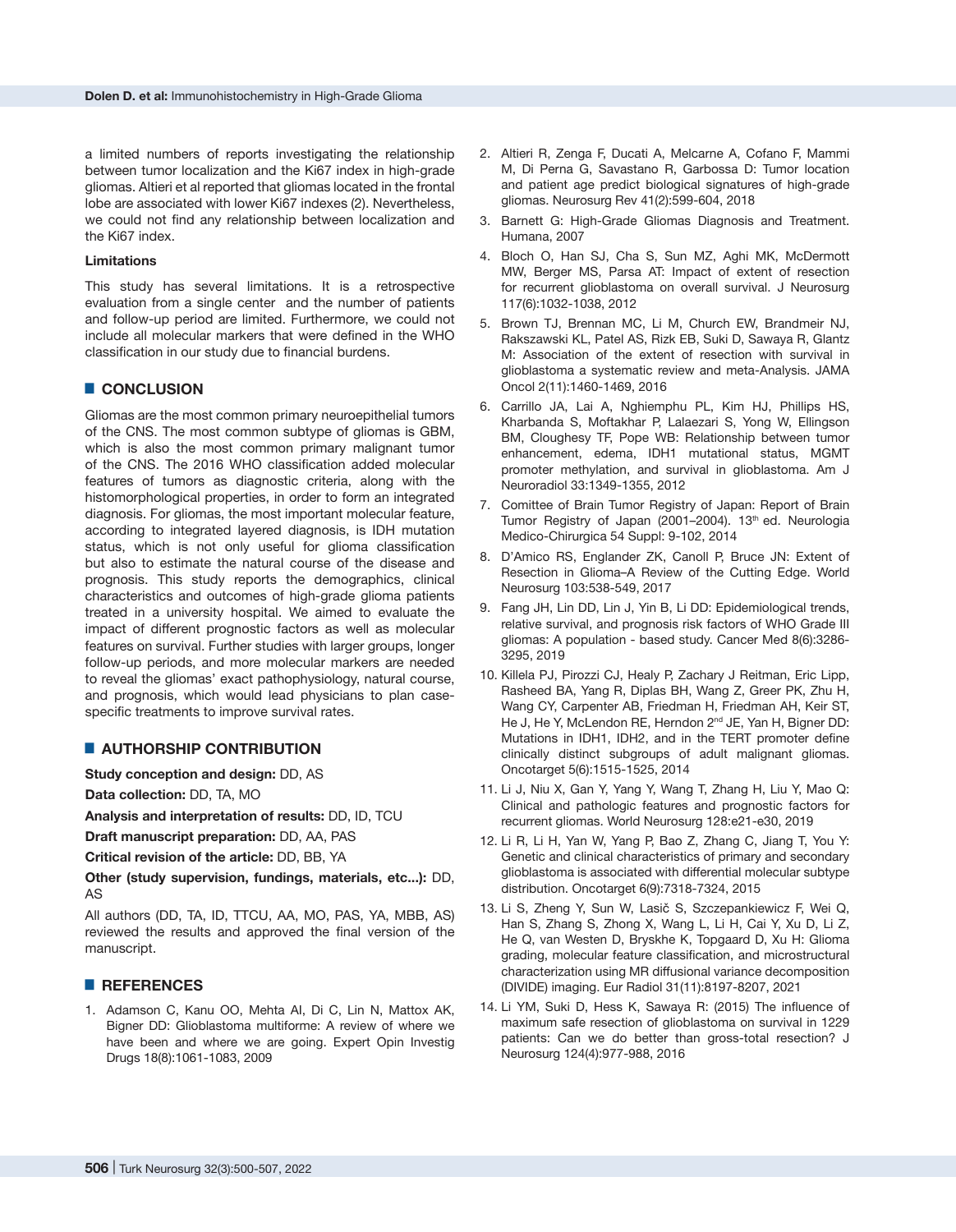a limited numbers of reports investigating the relationship between tumor localization and the Ki67 index in high-grade gliomas. Altieri et al reported that gliomas located in the frontal lobe are associated with lower Ki67 indexes (2). Nevertheless, we could not find any relationship between localization and the Ki67 index.

### Limitations

This study has several limitations. It is a retrospective evaluation from a single center and the number of patients and follow-up period are limited. Furthermore, we could not include all molecular markers that were defined in the WHO classification in our study due to financial burdens.

## CONCLUSION

Gliomas are the most common primary neuroepithelial tumors of the CNS. The most common subtype of gliomas is GBM, which is also the most common primary malignant tumor of the CNS. The 2016 WHO classification added molecular features of tumors as diagnostic criteria, along with the histomorphological properties, in order to form an integrated diagnosis. For gliomas, the most important molecular feature, according to integrated layered diagnosis, is IDH mutation status, which is not only useful for glioma classification but also to estimate the natural course of the disease and prognosis. This study reports the demographics, clinical characteristics and outcomes of high-grade glioma patients treated in a university hospital. We aimed to evaluate the impact of different prognostic factors as well as molecular features on survival. Further studies with larger groups, longer follow-up periods, and more molecular markers are needed to reveal the gliomas' exact pathophysiology, natural course, and prognosis, which would lead physicians to plan case-specific treatments to improve survival rates.

## AUTHORSHIP CONTRIBUTION

**Study conception and design:** DD, AS

**Data collection:** DD, TA, MO

**Analysis and interpretation of results:** DD, ID, TCU

**Draft manuscript preparation:** DD, AA, PAS

**Critical revision of the article:** DD, BB, YA

**Other (study supervision, fundings, materials, etc...):** DD, AS

All authors (DD, TA, ID, TTCU, AA, MO, PAS, YA, MBB, AS) reviewed the results and approved the final version of the manuscript.

## REFERENCES

1. Adamson C, Kanu OO, Mehta AI, Di C, Lin N, Mattox AK, Bigner DD: Glioblastoma multiforme: A review of where we have been and where we are going. Expert Opin Investig Drugs 18(8):1061-1083, 2009
2. Altieri R, Zenga F, Ducati A, Melcarne A, Cofano F, Mammi M, Di Perna G, Savastano R, Garbossa D: Tumor location and patient age predict biological signatures of high-grade gliomas. Neurosurg Rev 41(2):599-604, 2018
3. Barnett G: High-Grade Gliomas Diagnosis and Treatment. Humana, 2007
4. Bloch O, Han SJ, Cha S, Sun MZ, Aghi MK, McDermott MW, Berger MS, Parsa AT: Impact of extent of resection for recurrent glioblastoma on overall survival. J Neurosurg 117(6):1032-1038, 2012
5. Brown TJ, Brennan MC, Li M, Church EW, Brandmeir NJ, Rakszawski KL, Patel AS, Rizk EB, Suki D, Sawaya R, Glantz M: Association of the extent of resection with survival in glioblastoma a systematic review and meta-Analysis. JAMA Oncol 2(11):1460-1469, 2016
6. Carrillo JA, Lai A, Nghiemphu PL, Kim HJ, Phillips HS, Kharbanda S, Moftakhar P, Lalaezari S, Yong W, Ellingson BM, Cloughesy TF, Pope WB: Relationship between tumor enhancement, edema, IDH1 mutational status, MGMT promoter methylation, and survival in glioblastoma. Am J Neuroradiol 33:1349-1355, 2012
7. Comittee of Brain Tumor Registry of Japan: Report of Brain Tumor Registry of Japan (2001–2004). 13th ed. Neurologia Medico-Chirurgica 54 Suppl: 9-102, 2014
8. D'Amico RS, Englander ZK, Canoll P, Bruce JN: Extent of Resection in Glioma–A Review of the Cutting Edge. World Neurosurg 103:538-549, 2017
9. Fang JH, Lin DD, Lin J, Yin B, Li DD: Epidemiological trends, relative survival, and prognosis risk factors of WHO Grade III gliomas: A population - based study. Cancer Med 8(6):3286-3295, 2019
10. Killela PJ, Pirozzi CJ, Healy P, Zachary J Reitman, Eric Lipp, Rasheed BA, Yang R, Diplas BH, Wang Z, Greer PK, Zhu H, Wang CY, Carpenter AB, Friedman H, Friedman AH, Keir ST, He J, He Y, McLendon RE, Herndon 2nd JE, Yan H, Bigner DD: Mutations in IDH1, IDH2, and in the TERT promoter define clinically distinct subgroups of adult malignant gliomas. Oncotarget 5(6):1515-1525, 2014
11. Li J, Niu X, Gan Y, Yang Y, Wang T, Zhang H, Liu Y, Mao Q: Clinical and pathologic features and prognostic factors for recurrent gliomas. World Neurosurg 128:e21-e30, 2019
12. Li R, Li H, Yan W, Yang P, Bao Z, Zhang C, Jiang T, You Y: Genetic and clinical characteristics of primary and secondary glioblastoma is associated with differential molecular subtype distribution. Oncotarget 6(9):7318-7324, 2015
13. Li S, Zheng Y, Sun W, Lasič S, Szczepankiewicz F, Wei Q, Han S, Zhang S, Zhong X, Wang L, Li H, Cai Y, Xu D, Li Z, He Q, van Westen D, Bryskhe K, Topgaard D, Xu H: Glioma grading, molecular feature classification, and microstructural characterization using MR diffusional variance decomposition (DIVIDE) imaging. Eur Radiol 31(11):8197-8207, 2021
14. Li YM, Suki D, Hess K, Sawaya R: (2015) The influence of maximum safe resection of glioblastoma on survival in 1229 patients: Can we do better than gross-total resection? J Neurosurg 124(4):977-988, 2016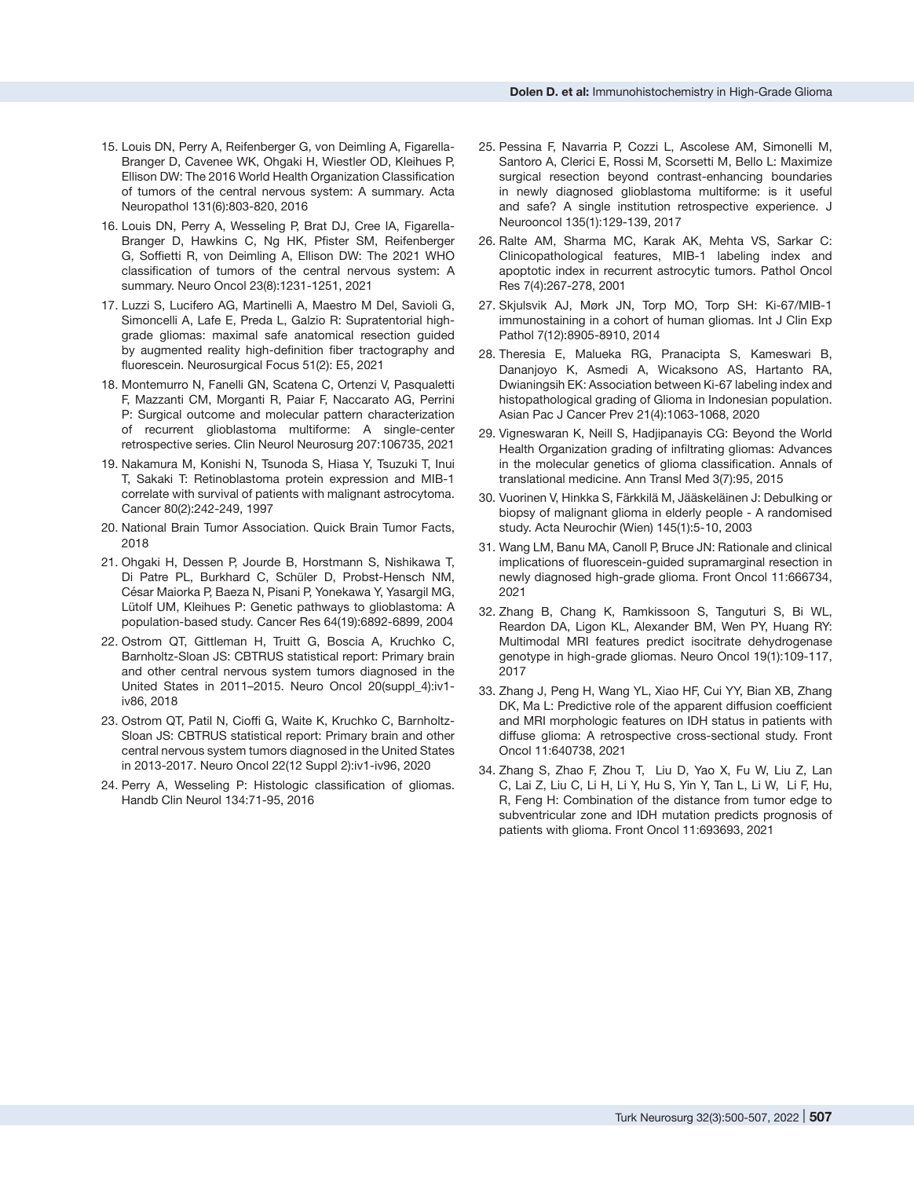15. Louis DN, Perry A, Reifenberger G, von Deimling A, Figarella-Branger D, Cavenee WK, Ohgaki H, Wiestler OD, Kleihues P, Ellison DW: The 2016 World Health Organization Classification of tumors of the central nervous system: A summary. Acta Neuropathol 131(6):803-820, 2016

16. Louis DN, Perry A, Wesseling P, Brat DJ, Cree IA, Figarella-Branger D, Hawkins C, Ng HK, Pfister SM, Reifenberger G, Soffietti R, von Deimling A, Ellison DW: The 2021 WHO classification of tumors of the central nervous system: A summary. Neuro Oncol 23(8):1231-1251, 2021

17. Luzzi S, Lucifero AG, Martinelli A, Maestro M Del, Savioli G, Simoncelli A, Lafe E, Preda L, Galzio R: Supratentorial high-grade gliomas: maximal safe anatomical resection guided by augmented reality high-definition fiber tractography and fluorescein. Neurosurgical Focus 51(2): E5, 2021

18. Montemurro N, Fanelli GN, Scatena C, Ortenzi V, Pasqualetti F, Mazzanti CM, Morganti R, Paiar F, Naccarato AG, Perrini P: Surgical outcome and molecular pattern characterization of recurrent glioblastoma multiforme: A single-center retrospective series. Clin Neurol Neurosurg 207:106735, 2021

19. Nakamura M, Konishi N, Tsunoda S, Hiasa Y, Tsuzuki T, Inui T, Sakaki T: Retinoblastoma protein expression and MIB-1 correlate with survival of patients with malignant astrocytoma. Cancer 80(2):242-249, 1997

20. National Brain Tumor Association. Quick Brain Tumor Facts, 2018

21. Ohgaki H, Dessen P, Jourde B, Horstmann S, Nishikawa T, Di Patre PL, Burkhard C, Schüler D, Probst-Hensch NM, César Maiorka P, Baeza N, Pisani P, Yonekawa Y, Yasargil MG, Lütolf UM, Kleihues P: Genetic pathways to glioblastoma: A population-based study. Cancer Res 64(19):6892-6899, 2004

22. Ostrom QT, Gittleman H, Truitt G, Boscia A, Kruchko C, Barnholtz-Sloan JS: CBTRUS statistical report: Primary brain and other central nervous system tumors diagnosed in the United States in 2011–2015. Neuro Oncol 20(suppl_4):iv1-iv86, 2018

23. Ostrom QT, Patil N, Cioffi G, Waite K, Kruchko C, Barnholtz-Sloan JS: CBTRUS statistical report: Primary brain and other central nervous system tumors diagnosed in the United States in 2013-2017. Neuro Oncol 22(12 Suppl 2):iv1-iv96, 2020

24. Perry A, Wesseling P: Histologic classification of gliomas. Handb Clin Neurol 134:71-95, 2016

25. Pessina F, Navarria P, Cozzi L, Ascolese AM, Simonelli M, Santoro A, Clerici E, Rossi M, Scorsetti M, Bello L: Maximize surgical resection beyond contrast-enhancing boundaries in newly diagnosed glioblastoma multiforme: is it useful and safe? A single institution retrospective experience. J Neurooncol 135(1):129-139, 2017

26. Ralte AM, Sharma MC, Karak AK, Mehta VS, Sarkar C: Clinicopathological features, MIB-1 labeling index and apoptotic index in recurrent astrocytic tumors. Pathol Oncol Res 7(4):267-278, 2001

27. Skjulsvik AJ, Mørk JN, Torp MO, Torp SH: Ki-67/MIB-1 immunostaining in a cohort of human gliomas. Int J Clin Exp Pathol 7(12):8905-8910, 2014

28. Theresia E, Malueka RG, Pranacipta S, Kameswari B, Dananjoyo K, Asmedi A, Wicaksono AS, Hartanto RA, Dwianingsih EK: Association between Ki-67 labeling index and histopathological grading of Glioma in Indonesian population. Asian Pac J Cancer Prev 21(4):1063-1068, 2020

29. Vigneswaran K, Neill S, Hadjipanayis CG: Beyond the World Health Organization grading of infiltrating gliomas: Advances in the molecular genetics of glioma classification. Annals of translational medicine. Ann Transl Med 3(7):95, 2015

30. Vuorinen V, Hinkka S, Färkkilä M, Jääskeläinen J: Debulking or biopsy of malignant glioma in elderly people - A randomised study. Acta Neurochir (Wien) 145(1):5-10, 2003

31. Wang LM, Banu MA, Canoll P, Bruce JN: Rationale and clinical implications of fluorescein-guided supramarginal resection in newly diagnosed high-grade glioma. Front Oncol 11:666734, 2021

32. Zhang B, Chang K, Ramkissoon S, Tanguturi S, Bi WL, Reardon DA, Ligon KL, Alexander BM, Wen PY, Huang RY: Multimodal MRI features predict isocitrate dehydrogenase genotype in high-grade gliomas. Neuro Oncol 19(1):109-117, 2017

33. Zhang J, Peng H, Wang YL, Xiao HF, Cui YY, Bian XB, Zhang DK, Ma L: Predictive role of the apparent diffusion coefficient and MRI morphologic features on IDH status in patients with diffuse glioma: A retrospective cross-sectional study. Front Oncol 11:640738, 2021

34. Zhang S, Zhao F, Zhou T, Liu D, Yao X, Fu W, Liu Z, Lan C, Lai Z, Liu C, Li H, Li Y, Hu S, Yin Y, Tan L, Li W, Li F, Hu, R, Feng H: Combination of the distance from tumor edge to subventricular zone and IDH mutation predicts prognosis of patients with glioma. Front Oncol 11:693693, 2021